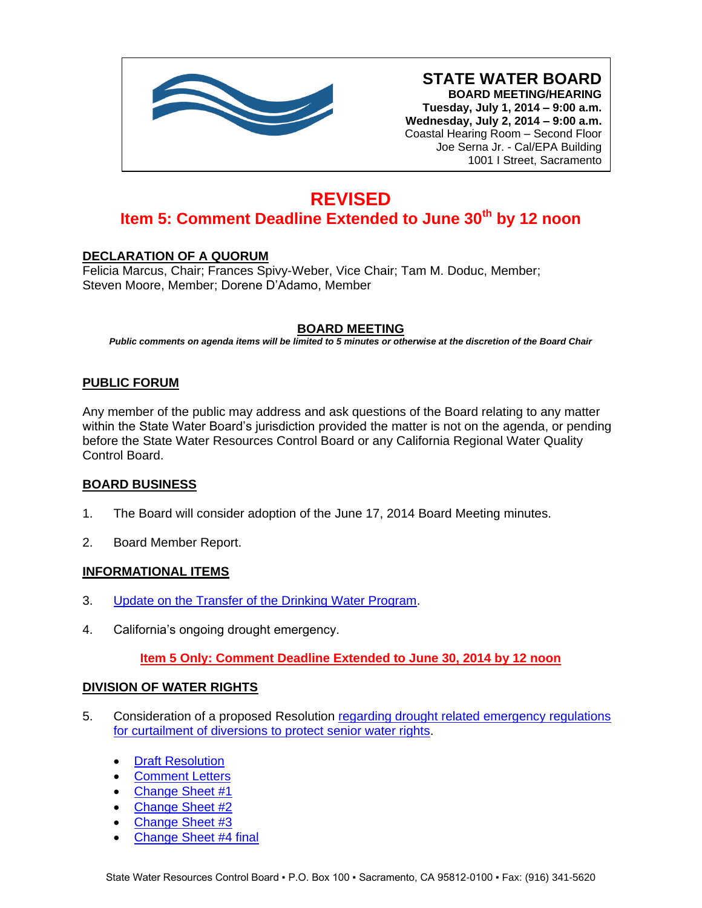# STATE WATER BOARD

**BOARD MEETING/HEARING**
**Tuesday, July 1, 2014 – 9:00 a.m.**
**Wednesday, July 2, 2014 – 9:00 a.m.**
Coastal Hearing Room – Second Floor
Joe Serna Jr. - Cal/EPA Building
1001 I Street, Sacramento

## REVISED

### Item 5: Comment Deadline Extended to June 30th by 12 noon

**DECLARATION OF A QUORUM**

Felicia Marcus, Chair; Frances Spivy-Weber, Vice Chair; Tam M. Doduc, Member; Steven Moore, Member; Dorene D'Adamo, Member

**BOARD MEETING**

***Public comments on agenda items will be limited to 5 minutes or otherwise at the discretion of the Board Chair***

**PUBLIC FORUM**

Any member of the public may address and ask questions of the Board relating to any matter within the State Water Board's jurisdiction provided the matter is not on the agenda, or pending before the State Water Resources Control Board or any California Regional Water Quality Control Board.

**BOARD BUSINESS**

1. The Board will consider adoption of the June 17, 2014 Board Meeting minutes.

2. Board Member Report.

**INFORMATIONAL ITEMS**

3. Update on the Transfer of the Drinking Water Program.

4. California's ongoing drought emergency.

**Item 5 Only: Comment Deadline Extended to June 30, 2014 by 12 noon**

**DIVISION OF WATER RIGHTS**

5. Consideration of a proposed Resolution regarding drought related emergency regulations for curtailment of diversions to protect senior water rights.

   - Draft Resolution
   - Comment Letters
   - Change Sheet #1
   - Change Sheet #2
   - Change Sheet #3
   - Change Sheet #4 final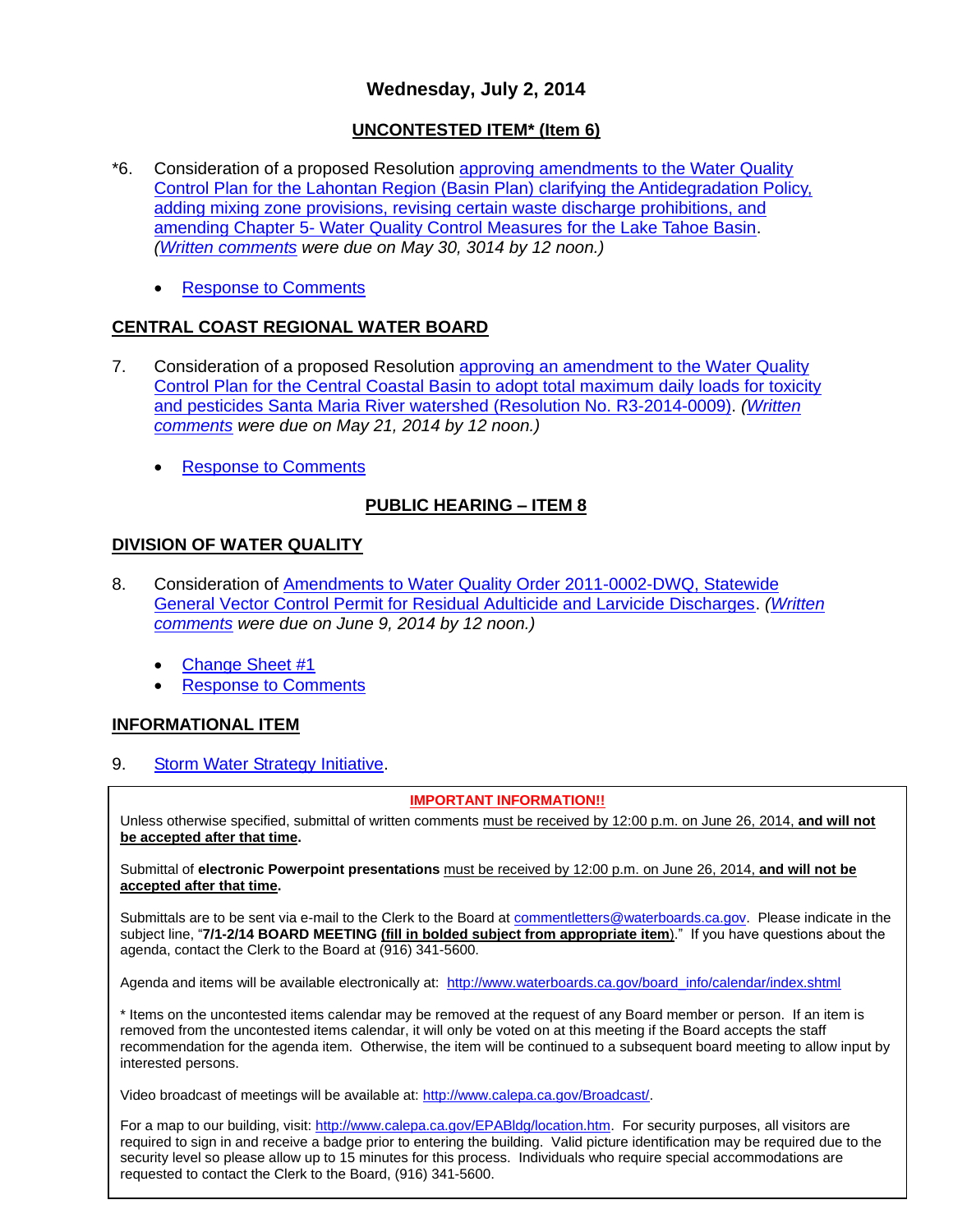## Wednesday, July 2, 2014

### UNCONTESTED ITEM* (Item 6)

*6. Consideration of a proposed Resolution approving amendments to the Water Quality Control Plan for the Lahontan Region (Basin Plan) clarifying the Antidegradation Policy, adding mixing zone provisions, revising certain waste discharge prohibitions, and amending Chapter 5- Water Quality Control Measures for the Lake Tahoe Basin. *(Written comments were due on May 30, 3014 by 12 noon.)*

- Response to Comments

### CENTRAL COAST REGIONAL WATER BOARD

7. Consideration of a proposed Resolution approving an amendment to the Water Quality Control Plan for the Central Coastal Basin to adopt total maximum daily loads for toxicity and pesticides Santa Maria River watershed (Resolution No. R3-2014-0009). *(Written comments were due on May 21, 2014 by 12 noon.)*

   - Response to Comments

### PUBLIC HEARING – ITEM 8

### DIVISION OF WATER QUALITY

8. Consideration of Amendments to Water Quality Order 2011-0002-DWQ, Statewide General Vector Control Permit for Residual Adulticide and Larvicide Discharges. *(Written comments were due on June 9, 2014 by 12 noon.)*

   - Change Sheet #1
   - Response to Comments

### INFORMATIONAL ITEM

9. Storm Water Strategy Initiative.

---

**IMPORTANT INFORMATION!!**

Unless otherwise specified, submittal of written comments must be received by 12:00 p.m. on June 26, 2014, **and will not be accepted after that time.**

Submittal of **electronic Powerpoint presentations** must be received by 12:00 p.m. on June 26, 2014, **and will not be accepted after that time.**

Submittals are to be sent via e-mail to the Clerk to the Board at commentletters@waterboards.ca.gov. Please indicate in the subject line, "**7/1-2/14 BOARD MEETING (fill in bolded subject from appropriate item)**." If you have questions about the agenda, contact the Clerk to the Board at (916) 341-5600.

Agenda and items will be available electronically at: http://www.waterboards.ca.gov/board_info/calendar/index.shtml

* Items on the uncontested items calendar may be removed at the request of any Board member or person. If an item is removed from the uncontested items calendar, it will only be voted on at this meeting if the Board accepts the staff recommendation for the agenda item. Otherwise, the item will be continued to a subsequent board meeting to allow input by interested persons.

Video broadcast of meetings will be available at: http://www.calepa.ca.gov/Broadcast/.

For a map to our building, visit: http://www.calepa.ca.gov/EPABldg/location.htm. For security purposes, all visitors are required to sign in and receive a badge prior to entering the building. Valid picture identification may be required due to the security level so please allow up to 15 minutes for this process. Individuals who require special accommodations are requested to contact the Clerk to the Board, (916) 341-5600.